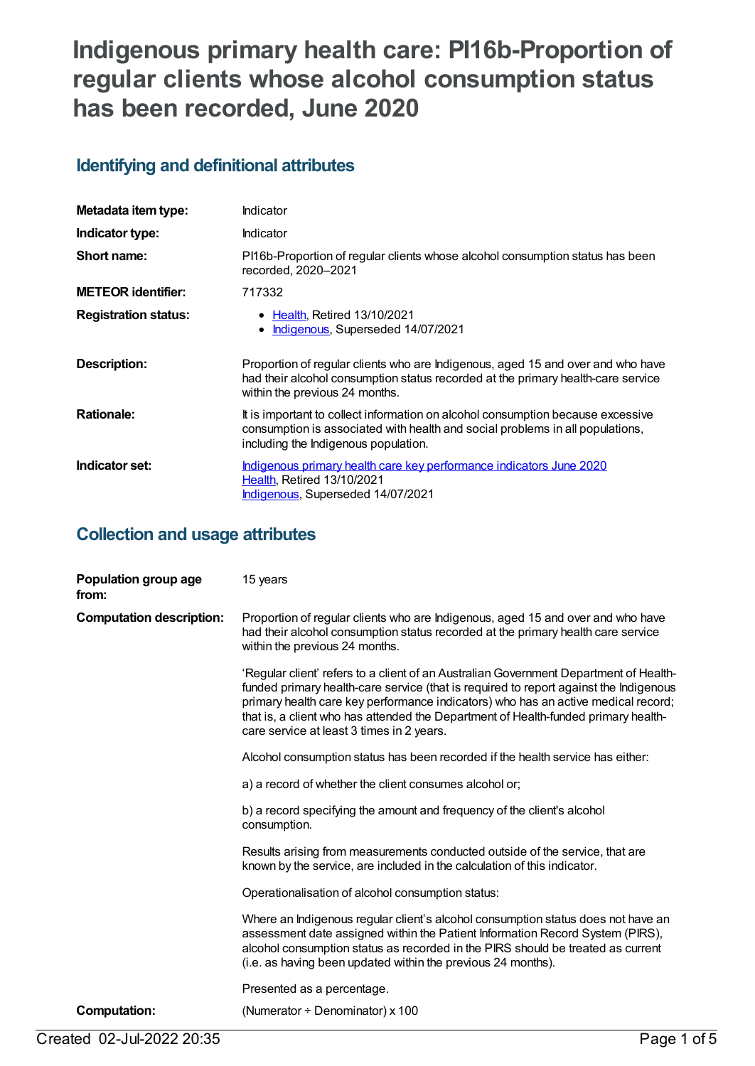# Indigenous primary health care: PI16b-Proportion of regular clients whose alcohol consumption status has been recorded, June 2020

## Identifying and definitional attributes

| | |
|---|---|
| **Metadata item type:** | Indicator |
| **Indicator type:** | Indicator |
| **Short name:** | PI16b-Proportion of regular clients whose alcohol consumption status has been recorded, 2020–2021 |
| **METEOR identifier:** | 717332 |
| **Registration status:** | • Health, Retired 13/10/2021<br>• Indigenous, Superseded 14/07/2021 |
| **Description:** | Proportion of regular clients who are Indigenous, aged 15 and over and who have had their alcohol consumption status recorded at the primary health-care service within the previous 24 months. |
| **Rationale:** | It is important to collect information on alcohol consumption because excessive consumption is associated with health and social problems in all populations, including the Indigenous population. |
| **Indicator set:** | Indigenous primary health care key performance indicators June 2020<br>Health, Retired 13/10/2021<br>Indigenous, Superseded 14/07/2021 |

## Collection and usage attributes

**Population group age from:** 15 years

**Computation description:**

Proportion of regular clients who are Indigenous, aged 15 and over and who have had their alcohol consumption status recorded at the primary health care service within the previous 24 months.

'Regular client' refers to a client of an Australian Government Department of Health-funded primary health-care service (that is required to report against the Indigenous primary health care key performance indicators) who has an active medical record; that is, a client who has attended the Department of Health-funded primary health-care service at least 3 times in 2 years.

Alcohol consumption status has been recorded if the health service has either:

a) a record of whether the client consumes alcohol or;

b) a record specifying the amount and frequency of the client's alcohol consumption.

Results arising from measurements conducted outside of the service, that are known by the service, are included in the calculation of this indicator.

Operationalisation of alcohol consumption status:

Where an Indigenous regular client's alcohol consumption status does not have an assessment date assigned within the Patient Information Record System (PIRS), alcohol consumption status as recorded in the PIRS should be treated as current (i.e. as having been updated within the previous 24 months).

Presented as a percentage.

**Computation:** (Numerator ÷ Denominator) x 100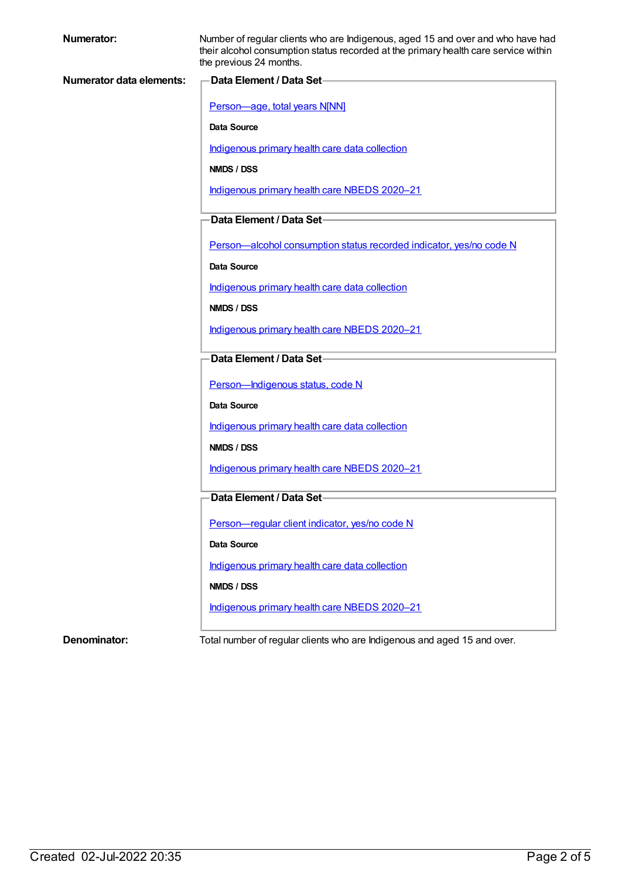**Numerator:** Number of regular clients who are Indigenous, aged 15 and over and who have had their alcohol consumption status recorded at the primary health care service within the previous 24 months.

**Numerator data elements:**

**Data Element / Data Set**

Person—age, total years N[NN]

**Data Source**

Indigenous primary health care data collection

**NMDS / DSS**

Indigenous primary health care NBEDS 2020–21

**Data Element / Data Set**

Person—alcohol consumption status recorded indicator, yes/no code N

**Data Source**

Indigenous primary health care data collection

**NMDS / DSS**

Indigenous primary health care NBEDS 2020–21

**Data Element / Data Set**

Person—Indigenous status, code N

**Data Source**

Indigenous primary health care data collection

**NMDS / DSS**

Indigenous primary health care NBEDS 2020–21

**Data Element / Data Set**

Person—regular client indicator, yes/no code N

**Data Source**

Indigenous primary health care data collection

**NMDS / DSS**

Indigenous primary health care NBEDS 2020–21

**Denominator:** Total number of regular clients who are Indigenous and aged 15 and over.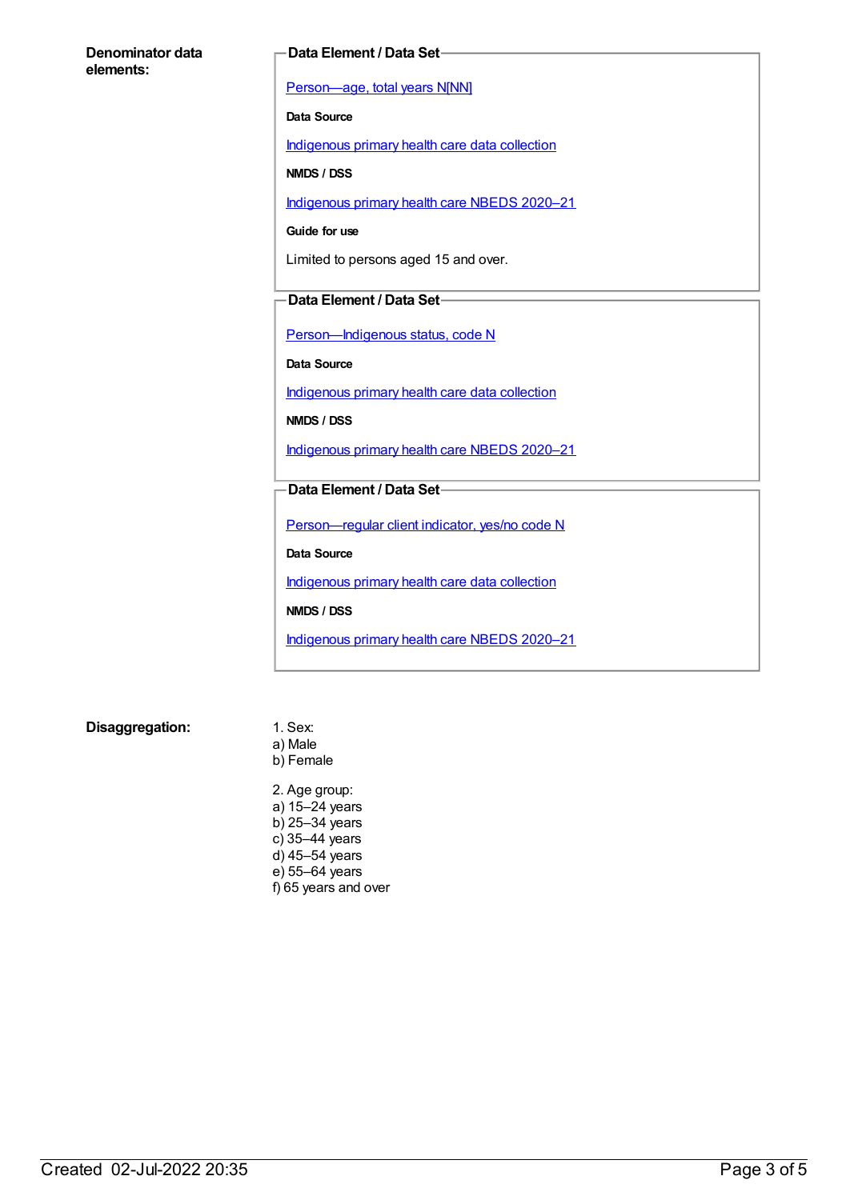**Denominator data elements:**

**Data Element / Data Set**

Person—age, total years N[NN]

**Data Source**

Indigenous primary health care data collection

**NMDS / DSS**

Indigenous primary health care NBEDS 2020–21

**Guide for use**

Limited to persons aged 15 and over.

**Data Element / Data Set**

Person—Indigenous status, code N

**Data Source**

Indigenous primary health care data collection

**NMDS / DSS**

Indigenous primary health care NBEDS 2020–21

**Data Element / Data Set**

Person—regular client indicator, yes/no code N

**Data Source**

Indigenous primary health care data collection

**NMDS / DSS**

Indigenous primary health care NBEDS 2020–21

**Disaggregation:**

1. Sex:
a) Male
b) Female

2. Age group:
a) 15–24 years
b) 25–34 years
c) 35–44 years
d) 45–54 years
e) 55–64 years
f) 65 years and over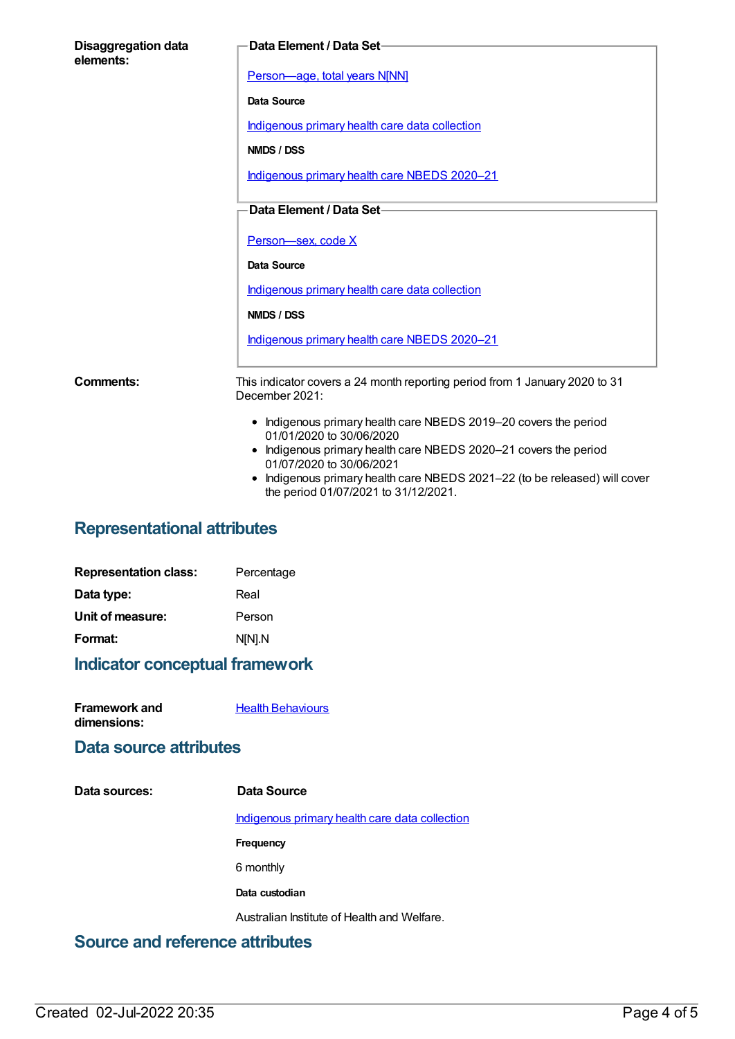**Disaggregation data elements:**

**Data Element / Data Set**

[Person—age, total years N[NN]]

**Data Source**

Indigenous primary health care data collection

**NMDS / DSS**

Indigenous primary health care NBEDS 2020–21

**Data Element / Data Set**

Person—sex, code X

**Data Source**

Indigenous primary health care data collection

**NMDS / DSS**

Indigenous primary health care NBEDS 2020–21

**Comments:**

This indicator covers a 24 month reporting period from 1 January 2020 to 31 December 2021:

- Indigenous primary health care NBEDS 2019–20 covers the period 01/01/2020 to 30/06/2020
- Indigenous primary health care NBEDS 2020–21 covers the period 01/07/2020 to 30/06/2021
- Indigenous primary health care NBEDS 2021–22 (to be released) will cover the period 01/07/2021 to 31/12/2021.

## Representational attributes

**Representation class:** Percentage

**Data type:** Real

**Unit of measure:** Person

**Format:** N[N].N

## Indicator conceptual framework

**Framework and dimensions:** Health Behaviours

## Data source attributes

**Data sources:**

**Data Source**

Indigenous primary health care data collection

**Frequency**

6 monthly

**Data custodian**

Australian Institute of Health and Welfare.

## Source and reference attributes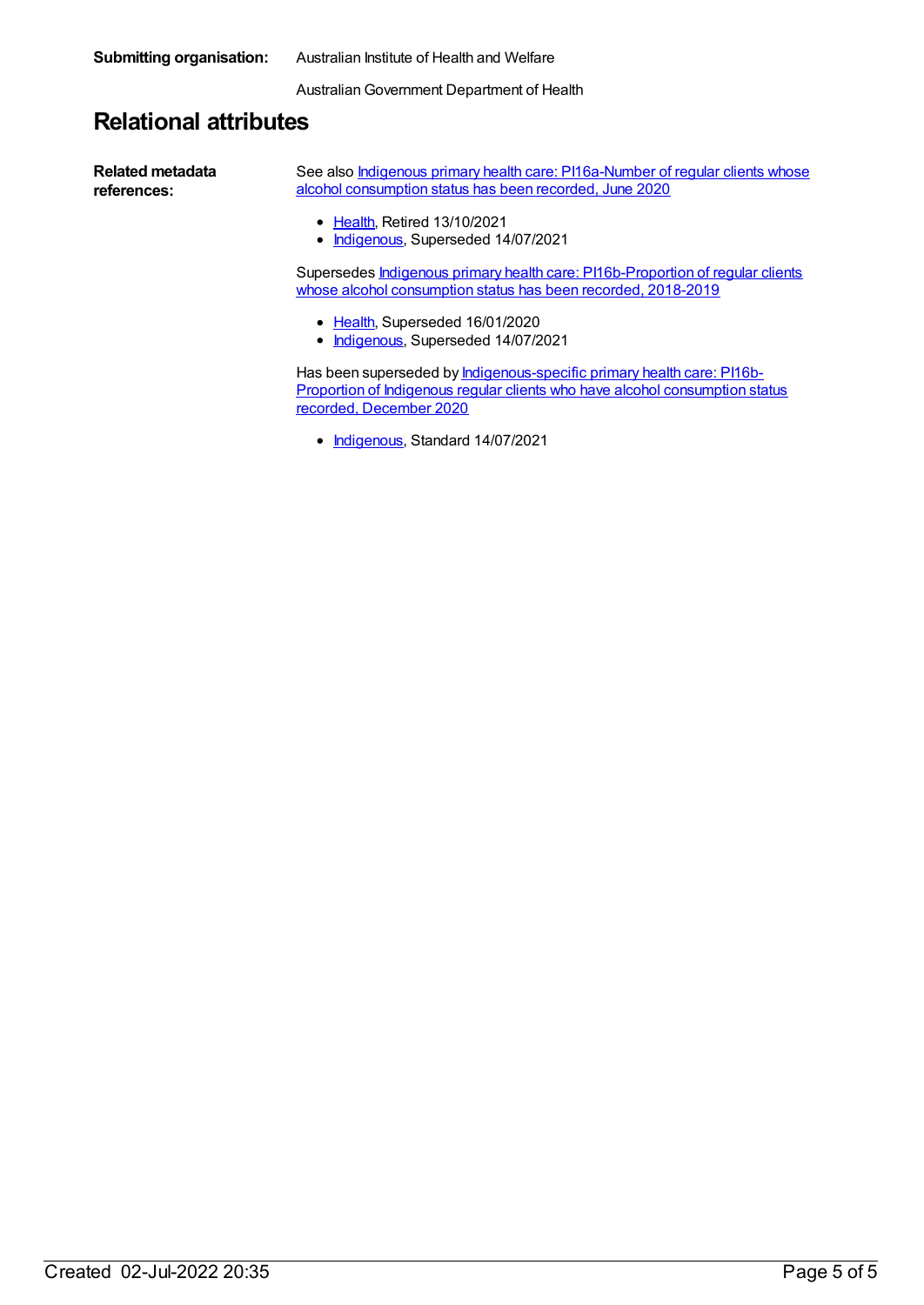**Submitting organisation:** Australian Institute of Health and Welfare

Australian Government Department of Health

## Relational attributes

**Related metadata references:**

See also Indigenous primary health care: PI16a-Number of regular clients whose alcohol consumption status has been recorded, June 2020

- Health, Retired 13/10/2021
- Indigenous, Superseded 14/07/2021

Supersedes Indigenous primary health care: PI16b-Proportion of regular clients whose alcohol consumption status has been recorded, 2018-2019

- Health, Superseded 16/01/2020
- Indigenous, Superseded 14/07/2021

Has been superseded by Indigenous-specific primary health care: PI16b-Proportion of Indigenous regular clients who have alcohol consumption status recorded, December 2020

- Indigenous, Standard 14/07/2021